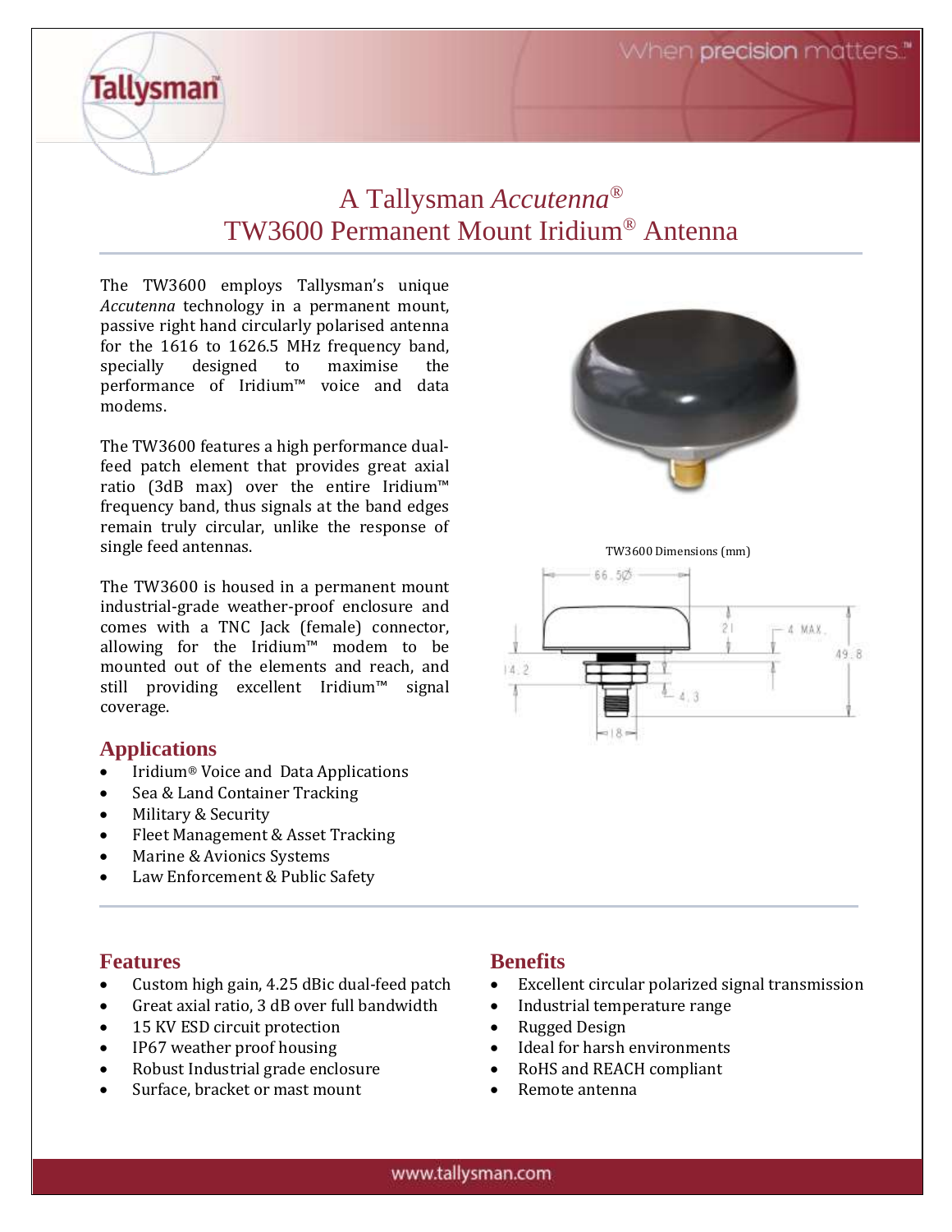# A Tallysman *Accutenna*®
# TW3600 Permanent Mount Iridium® Antenna

The TW3600 employs Tallysman's unique *Accutenna* technology in a permanent mount, passive right hand circularly polarised antenna for the 1616 to 1626.5 MHz frequency band, specially designed to maximise the performance of Iridium™ voice and data modems.

The TW3600 features a high performance dual-feed patch element that provides great axial ratio (3dB max) over the entire Iridium™ frequency band, thus signals at the band edges remain truly circular, unlike the response of single feed antennas.

The TW3600 is housed in a permanent mount industrial-grade weather-proof enclosure and comes with a TNC Jack (female) connector, allowing for the Iridium™ modem to be mounted out of the elements and reach, and still providing excellent Iridium™ signal coverage.

TW3600 Dimensions (mm)

## Applications

- Iridium® Voice and Data Applications
- Sea & Land Container Tracking
- Military & Security
- Fleet Management & Asset Tracking
- Marine & Avionics Systems
- Law Enforcement & Public Safety

## Features

- Custom high gain, 4.25 dBic dual-feed patch
- Great axial ratio, 3 dB over full bandwidth
- 15 KV ESD circuit protection
- IP67 weather proof housing
- Robust Industrial grade enclosure
- Surface, bracket or mast mount

## Benefits

- Excellent circular polarized signal transmission
- Industrial temperature range
- Rugged Design
- Ideal for harsh environments
- RoHS and REACH compliant
- Remote antenna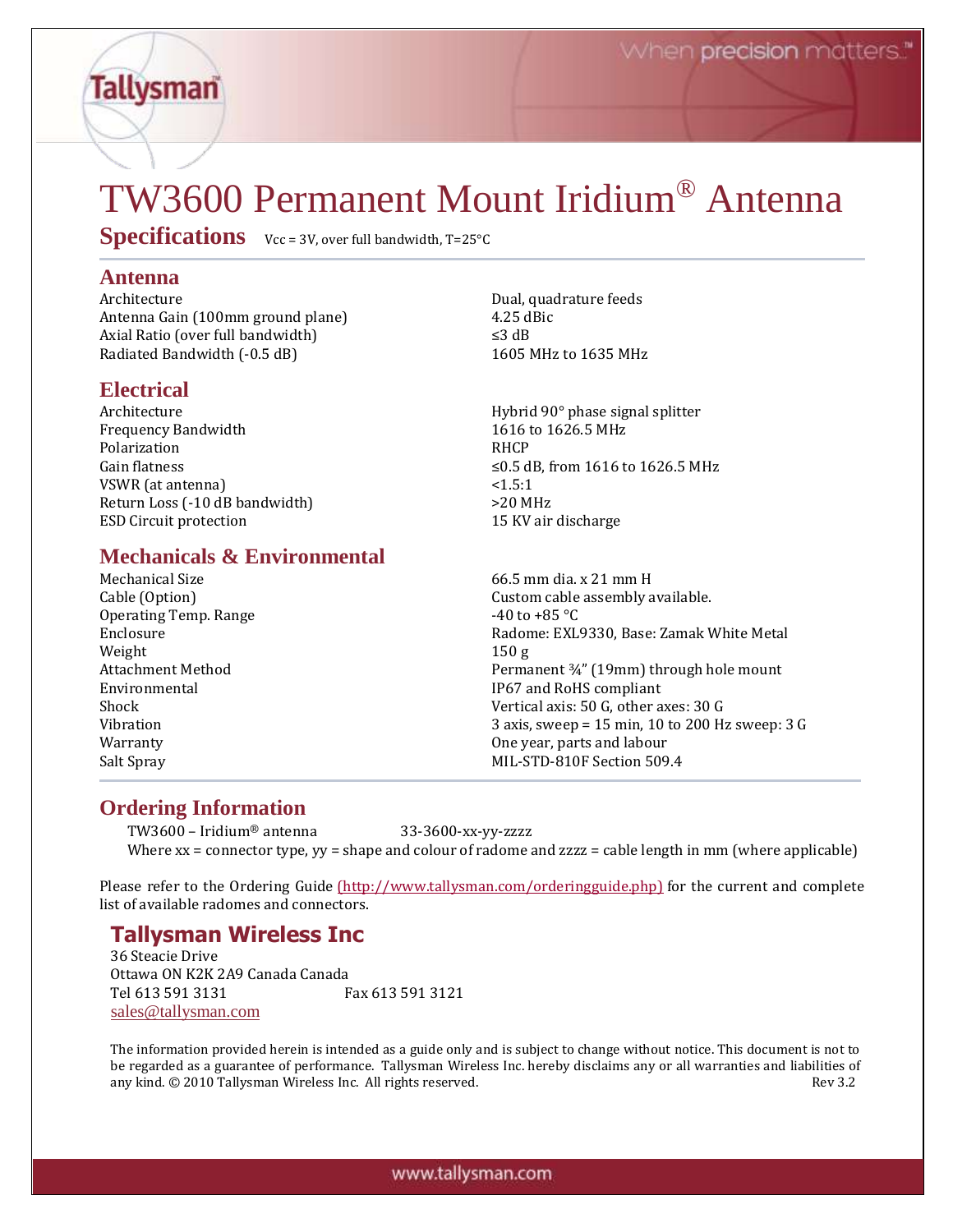# TW3600 Permanent Mount Iridium® Antenna

## Specifications

Vcc = 3V, over full bandwidth, T=25°C

### Antenna

| | |
|---|---|
| Architecture | Dual, quadrature feeds |
| Antenna Gain (100mm ground plane) | 4.25 dBic |
| Axial Ratio (over full bandwidth) | ≤3 dB |
| Radiated Bandwidth (-0.5 dB) | 1605 MHz to 1635 MHz |

### Electrical

| | |
|---|---|
| Architecture | Hybrid 90° phase signal splitter |
| Frequency Bandwidth | 1616 to 1626.5 MHz |
| Polarization | RHCP |
| Gain flatness | ≤0.5 dB, from 1616 to 1626.5 MHz |
| VSWR (at antenna) | <1.5:1 |
| Return Loss (-10 dB bandwidth) | >20 MHz |
| ESD Circuit protection | 15 KV air discharge |

### Mechanicals & Environmental

| | |
|---|---|
| Mechanical Size | 66.5 mm dia. x 21 mm H |
| Cable (Option) | Custom cable assembly available. |
| Operating Temp. Range | -40 to +85 °C |
| Enclosure | Radome: EXL9330, Base: Zamak White Metal |
| Weight | 150 g |
| Attachment Method | Permanent ¾" (19mm) through hole mount |
| Environmental | IP67 and RoHS compliant |
| Shock | Vertical axis: 50 G, other axes: 30 G |
| Vibration | 3 axis, sweep = 15 min, 10 to 200 Hz sweep: 3 G |
| Warranty | One year, parts and labour |
| Salt Spray | MIL-STD-810F Section 509.4 |

### Ordering Information

TW3600 – Iridium® antenna 33-3600-xx-yy-zzzz

Where xx = connector type, yy = shape and colour of radome and zzzz = cable length in mm (where applicable)

Please refer to the Ordering Guide (http://www.tallysman.com/orderingguide.php) for the current and complete list of available radomes and connectors.

## Tallysman Wireless Inc

36 Steacie Drive
Ottawa ON K2K 2A9 Canada Canada
Tel 613 591 3131 Fax 613 591 3121
sales@tallysman.com

The information provided herein is intended as a guide only and is subject to change without notice. This document is not to be regarded as a guarantee of performance. Tallysman Wireless Inc. hereby disclaims any or all warranties and liabilities of any kind. © 2010 Tallysman Wireless Inc. All rights reserved. Rev 3.2